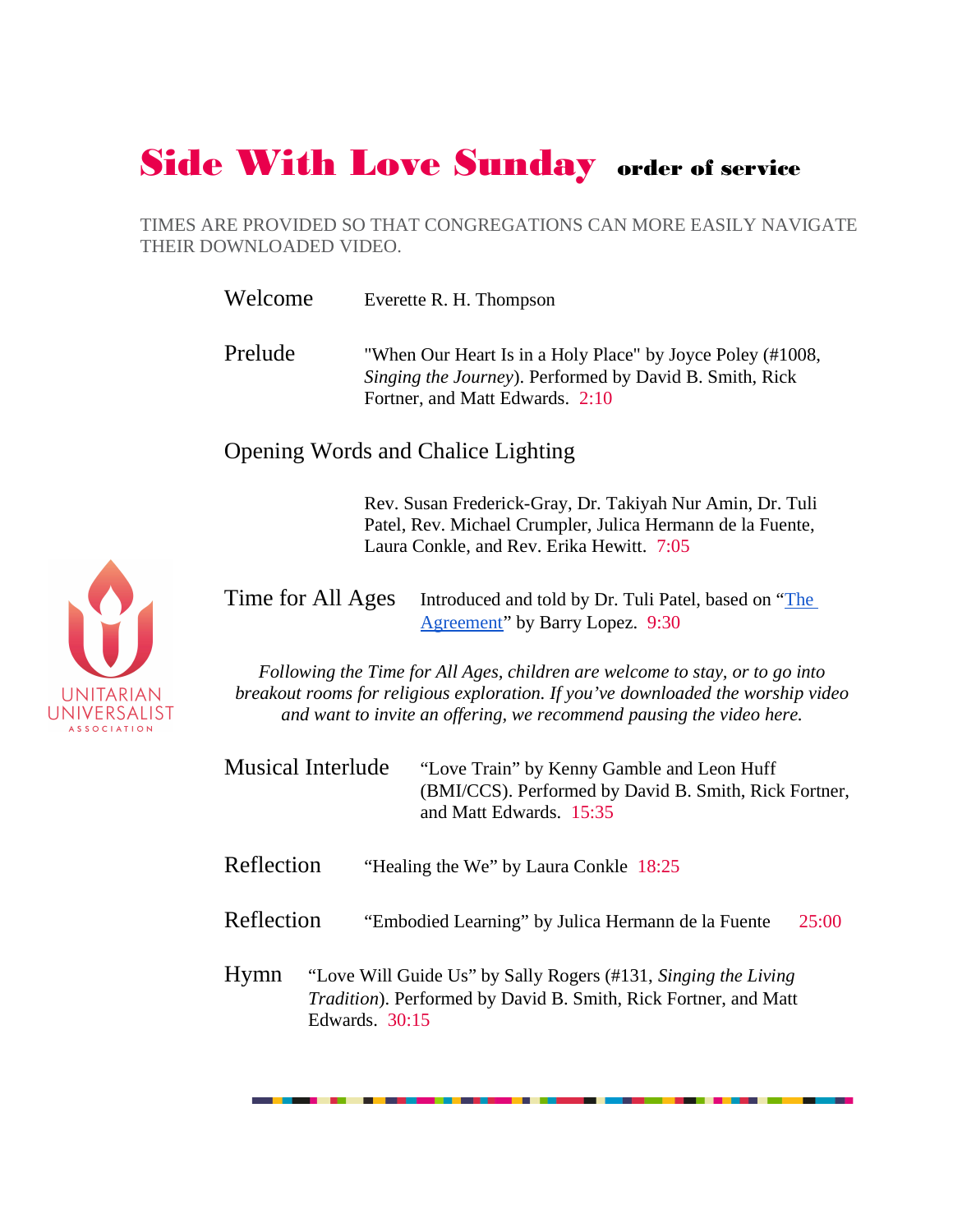# Side With Love Sunday order of service

TIMES ARE PROVIDED SO THAT CONGREGATIONS CAN MORE EASILY NAVIGATE THEIR DOWNLOADED VIDEO.

**Welcome** Everette R. H. Thompson

**Prelude** "When Our Heart Is in a Holy Place" by Joyce Poley (#1008, *Singing the Journey*). Performed by David B. Smith, Rick Fortner, and Matt Edwards. 2:10

**Opening Words and Chalice Lighting**

Rev. Susan Frederick-Gray, Dr. Takiyah Nur Amin, Dr. Tuli Patel, Rev. Michael Crumpler, Julica Hermann de la Fuente, Laura Conkle, and Rev. Erika Hewitt. 7:05

**Time for All Ages** Introduced and told by Dr. Tuli Patel, based on "The Agreement" by Barry Lopez. 9:30

*Following the Time for All Ages, children are welcome to stay, or to go into breakout rooms for religious exploration. If you've downloaded the worship video and want to invite an offering, we recommend pausing the video here.*

**Musical Interlude** "Love Train" by Kenny Gamble and Leon Huff (BMI/CCS). Performed by David B. Smith, Rick Fortner, and Matt Edwards. 15:35

**Reflection** "Healing the We" by Laura Conkle 18:25

**Reflection** "Embodied Learning" by Julica Hermann de la Fuente 25:00

**Hymn** "Love Will Guide Us" by Sally Rogers (#131, *Singing the Living Tradition*). Performed by David B. Smith, Rick Fortner, and Matt Edwards. 30:15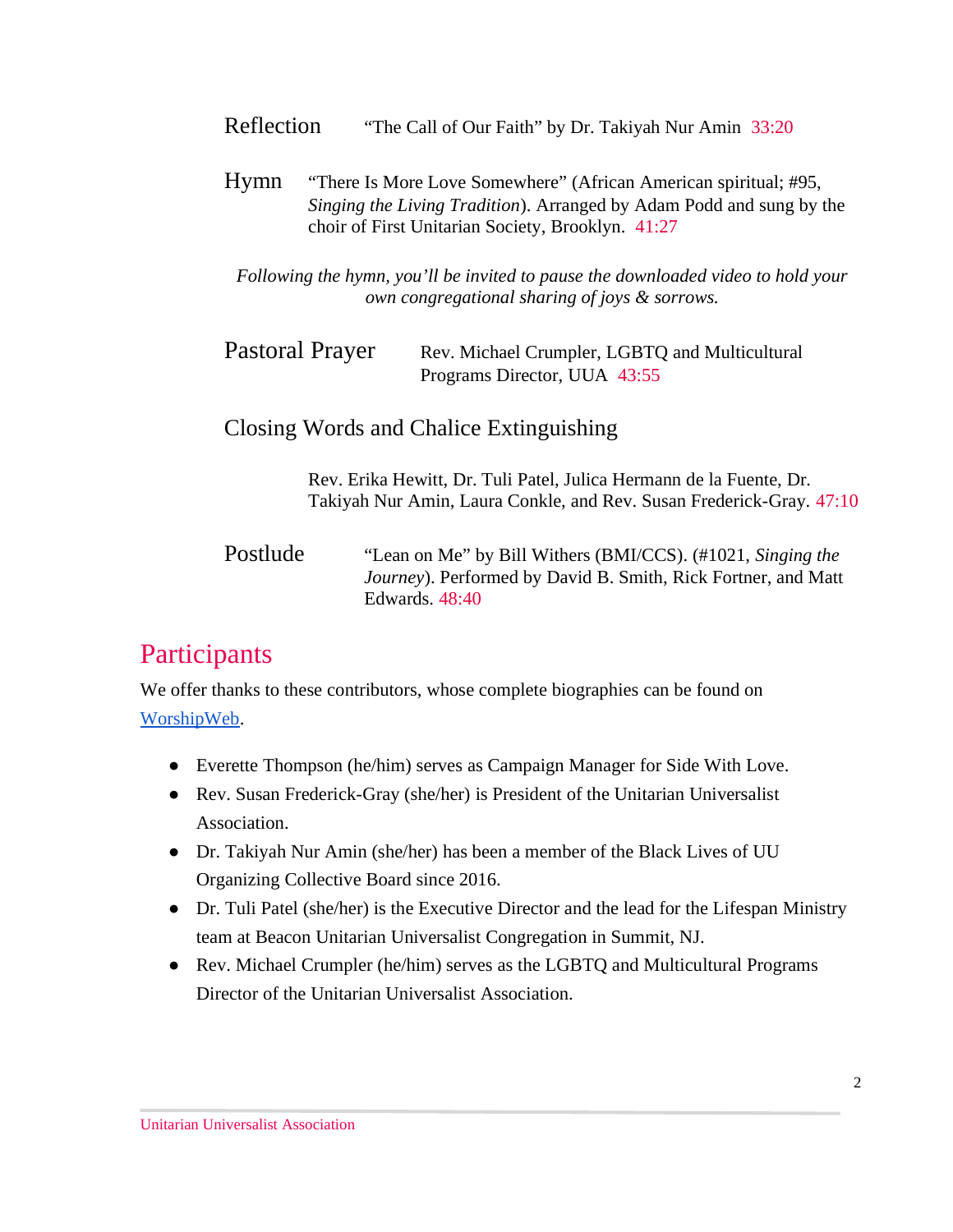**Reflection** "The Call of Our Faith" by Dr. Takiyah Nur Amin 33:20

**Hymn** "There Is More Love Somewhere" (African American spiritual; #95, *Singing the Living Tradition*). Arranged by Adam Podd and sung by the choir of First Unitarian Society, Brooklyn. 41:27

*Following the hymn, you'll be invited to pause the downloaded video to hold your own congregational sharing of joys & sorrows.*

**Pastoral Prayer** Rev. Michael Crumpler, LGBTQ and Multicultural Programs Director, UUA 43:55

**Closing Words and Chalice Extinguishing**

Rev. Erika Hewitt, Dr. Tuli Patel, Julica Hermann de la Fuente, Dr. Takiyah Nur Amin, Laura Conkle, and Rev. Susan Frederick-Gray. 47:10

**Postlude** "Lean on Me" by Bill Withers (BMI/CCS). (#1021, *Singing the Journey*). Performed by David B. Smith, Rick Fortner, and Matt Edwards. 48:40

## Participants

We offer thanks to these contributors, whose complete biographies can be found on WorshipWeb.

- Everette Thompson (he/him) serves as Campaign Manager for Side With Love.
- Rev. Susan Frederick-Gray (she/her) is President of the Unitarian Universalist Association.
- Dr. Takiyah Nur Amin (she/her) has been a member of the Black Lives of UU Organizing Collective Board since 2016.
- Dr. Tuli Patel (she/her) is the Executive Director and the lead for the Lifespan Ministry team at Beacon Unitarian Universalist Congregation in Summit, NJ.
- Rev. Michael Crumpler (he/him) serves as the LGBTQ and Multicultural Programs Director of the Unitarian Universalist Association.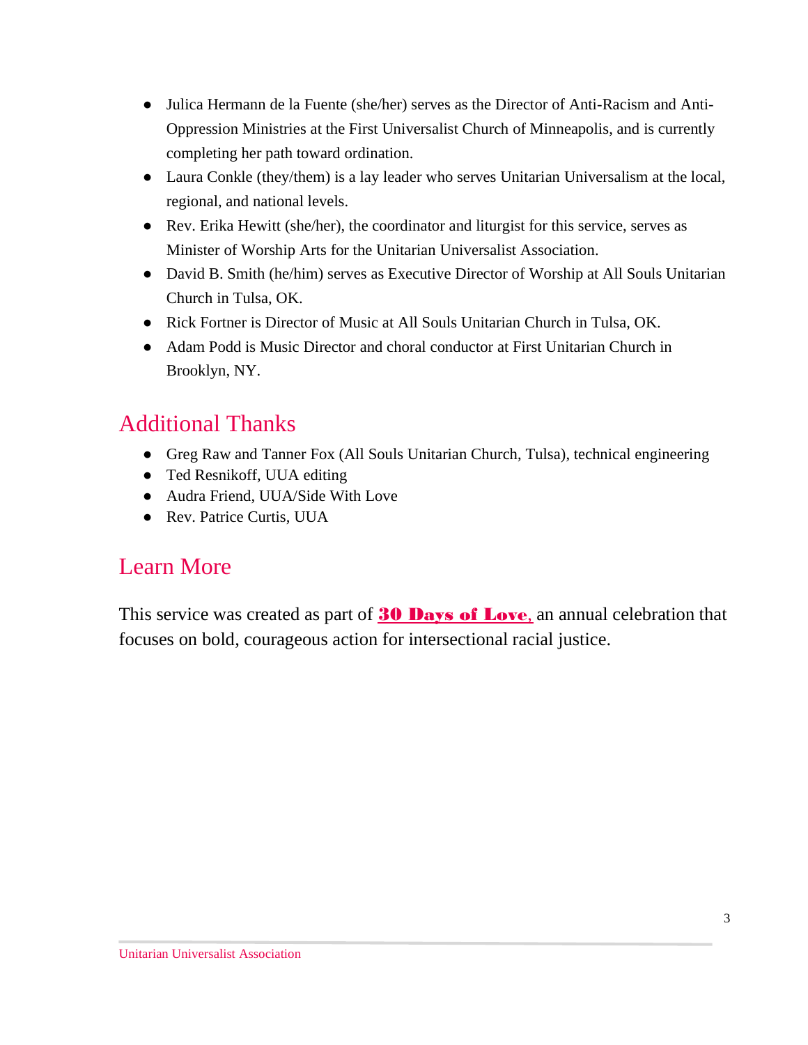- Julica Hermann de la Fuente (she/her) serves as the Director of Anti-Racism and Anti-Oppression Ministries at the First Universalist Church of Minneapolis, and is currently completing her path toward ordination.
- Laura Conkle (they/them) is a lay leader who serves Unitarian Universalism at the local, regional, and national levels.
- Rev. Erika Hewitt (she/her), the coordinator and liturgist for this service, serves as Minister of Worship Arts for the Unitarian Universalist Association.
- David B. Smith (he/him) serves as Executive Director of Worship at All Souls Unitarian Church in Tulsa, OK.
- Rick Fortner is Director of Music at All Souls Unitarian Church in Tulsa, OK.
- Adam Podd is Music Director and choral conductor at First Unitarian Church in Brooklyn, NY.

## Additional Thanks

- Greg Raw and Tanner Fox (All Souls Unitarian Church, Tulsa), technical engineering
- Ted Resnikoff, UUA editing
- Audra Friend, UUA/Side With Love
- Rev. Patrice Curtis, UUA

## Learn More

This service was created as part of **30 Days of Love**, an annual celebration that focuses on bold, courageous action for intersectional racial justice.